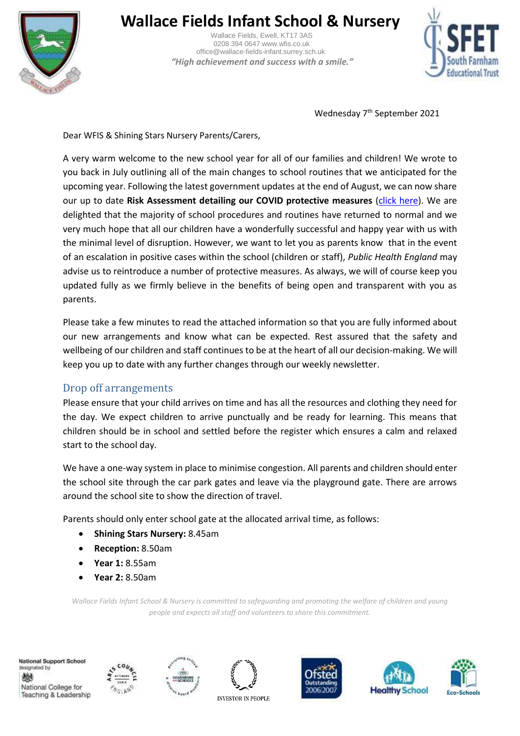# Wallace Fields Infant School & Nursery

Wallace Fields, Ewell, KT17 3AS
0208 394 0647 www.wfis.co.uk
office@wallace-fields-infant.surrey.sch.uk

*"High achievement and success with a smile."*

Wednesday 7th September 2021

Dear WFIS & Shining Stars Nursery Parents/Carers,

A very warm welcome to the new school year for all of our families and children! We wrote to you back in July outlining all of the main changes to school routines that we anticipated for the upcoming year. Following the latest government updates at the end of August, we can now share our up to date **Risk Assessment detailing our COVID protective measures** (click here). We are delighted that the majority of school procedures and routines have returned to normal and we very much hope that all our children have a wonderfully successful and happy year with us with the minimal level of disruption. However, we want to let you as parents know that in the event of an escalation in positive cases within the school (children or staff), *Public Health England* may advise us to reintroduce a number of protective measures. As always, we will of course keep you updated fully as we firmly believe in the benefits of being open and transparent with you as parents.

Please take a few minutes to read the attached information so that you are fully informed about our new arrangements and know what can be expected. Rest assured that the safety and wellbeing of our children and staff continues to be at the heart of all our decision-making. We will keep you up to date with any further changes through our weekly newsletter.

## Drop off arrangements

Please ensure that your child arrives on time and has all the resources and clothing they need for the day. We expect children to arrive punctually and be ready for learning. This means that children should be in school and settled before the register which ensures a calm and relaxed start to the school day.

We have a one-way system in place to minimise congestion. All parents and children should enter the school site through the car park gates and leave via the playground gate. There are arrows around the school site to show the direction of travel.

Parents should only enter school gate at the allocated arrival time, as follows:

- **Shining Stars Nursery:** 8.45am
- **Reception:** 8.50am
- **Year 1:** 8.55am
- **Year 2:** 8.50am

*Wallace Fields Infant School & Nursery is committed to safeguarding and promoting the welfare of children and young people and expects all staff and volunteers to share this commitment.*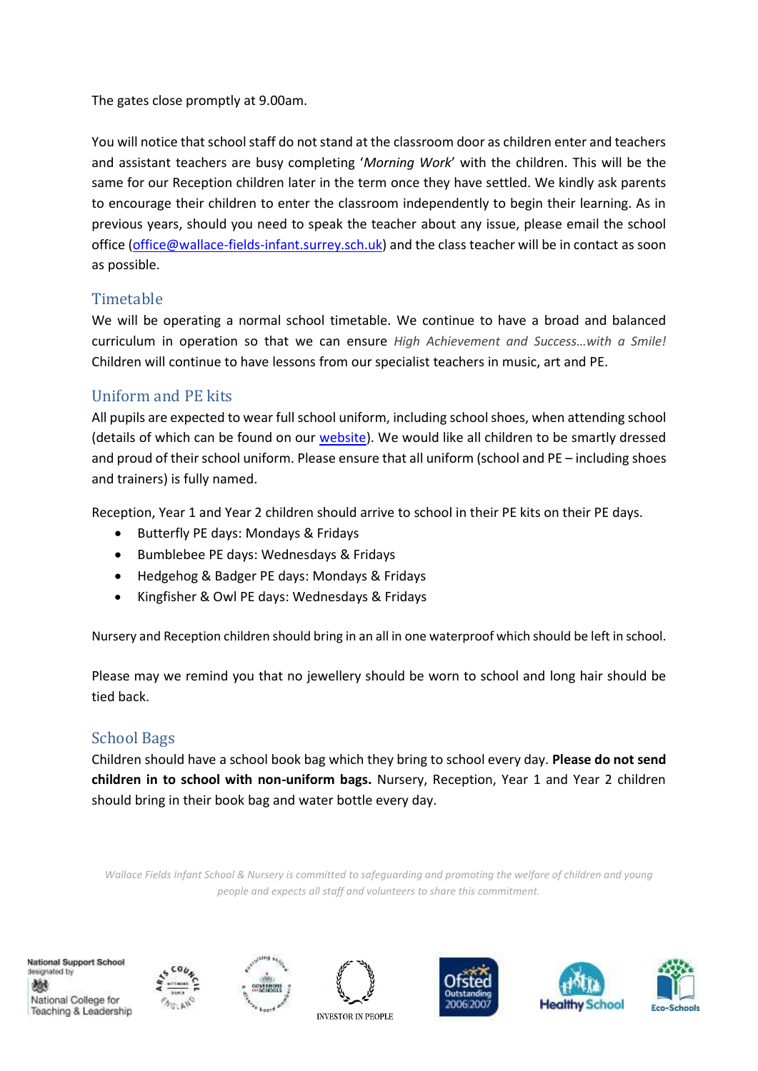The gates close promptly at 9.00am.

You will notice that school staff do not stand at the classroom door as children enter and teachers and assistant teachers are busy completing '*Morning Work*' with the children. This will be the same for our Reception children later in the term once they have settled. We kindly ask parents to encourage their children to enter the classroom independently to begin their learning. As in previous years, should you need to speak the teacher about any issue, please email the school office ([office@wallace-fields-infant.surrey.sch.uk](mailto:office@wallace-fields-infant.surrey.sch.uk)) and the class teacher will be in contact as soon as possible.

## Timetable

We will be operating a normal school timetable. We continue to have a broad and balanced curriculum in operation so that we can ensure *High Achievement and Success…with a Smile!* Children will continue to have lessons from our specialist teachers in music, art and PE.

## Uniform and PE kits

All pupils are expected to wear full school uniform, including school shoes, when attending school (details of which can be found on our website). We would like all children to be smartly dressed and proud of their school uniform. Please ensure that all uniform (school and PE – including shoes and trainers) is fully named.

Reception, Year 1 and Year 2 children should arrive to school in their PE kits on their PE days.

- Butterfly PE days: Mondays & Fridays
- Bumblebee PE days: Wednesdays & Fridays
- Hedgehog & Badger PE days: Mondays & Fridays
- Kingfisher & Owl PE days: Wednesdays & Fridays

Nursery and Reception children should bring in an all in one waterproof which should be left in school.

Please may we remind you that no jewellery should be worn to school and long hair should be tied back.

## School Bags

Children should have a school book bag which they bring to school every day. **Please do not send children in to school with non-uniform bags.** Nursery, Reception, Year 1 and Year 2 children should bring in their book bag and water bottle every day.

*Wallace Fields Infant School & Nursery is committed to safeguarding and promoting the welfare of children and young people and expects all staff and volunteers to share this commitment.*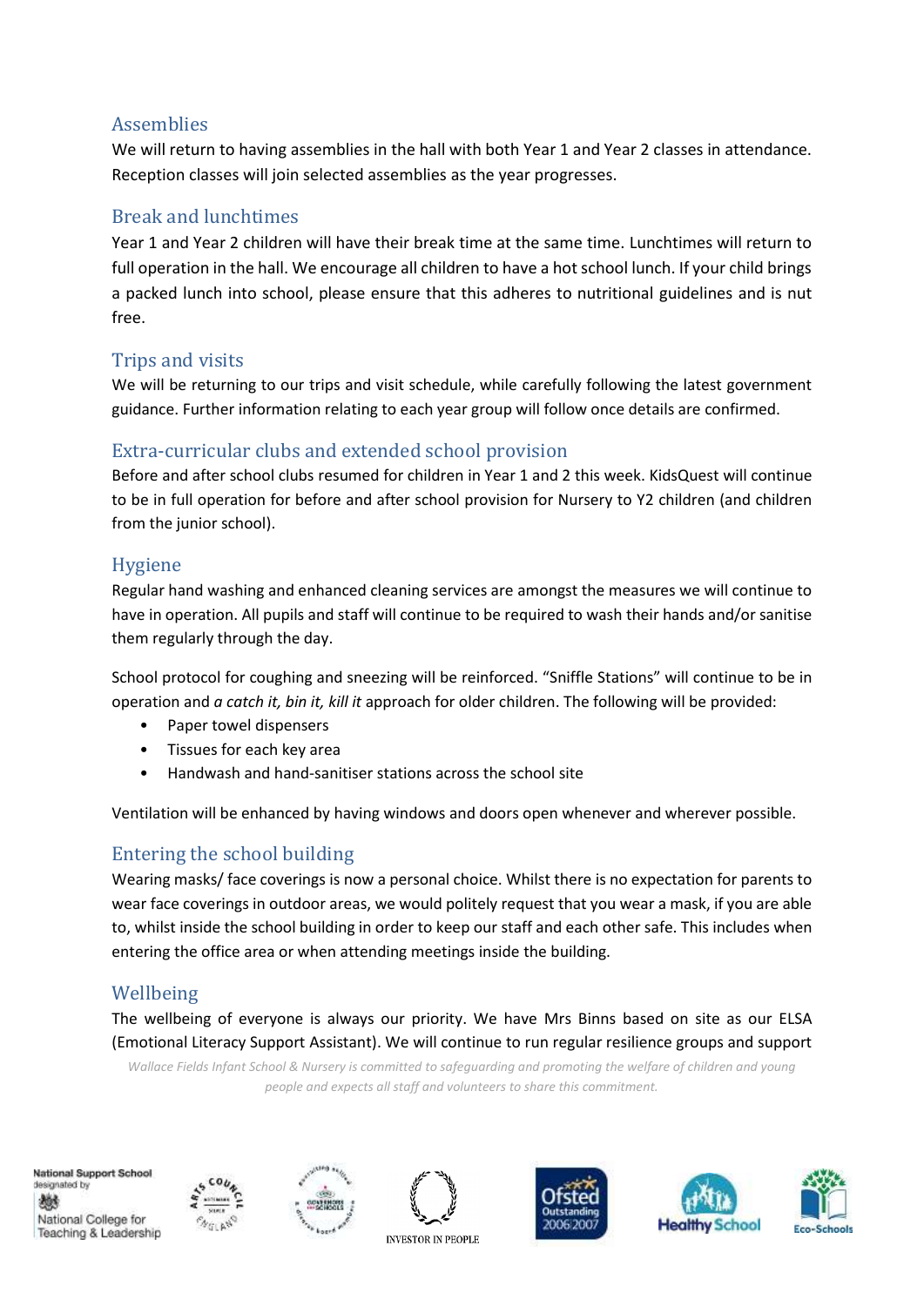## Assemblies

We will return to having assemblies in the hall with both Year 1 and Year 2 classes in attendance. Reception classes will join selected assemblies as the year progresses.

## Break and lunchtimes

Year 1 and Year 2 children will have their break time at the same time. Lunchtimes will return to full operation in the hall. We encourage all children to have a hot school lunch. If your child brings a packed lunch into school, please ensure that this adheres to nutritional guidelines and is nut free.

## Trips and visits

We will be returning to our trips and visit schedule, while carefully following the latest government guidance. Further information relating to each year group will follow once details are confirmed.

## Extra-curricular clubs and extended school provision

Before and after school clubs resumed for children in Year 1 and 2 this week. KidsQuest will continue to be in full operation for before and after school provision for Nursery to Y2 children (and children from the junior school).

## Hygiene

Regular hand washing and enhanced cleaning services are amongst the measures we will continue to have in operation. All pupils and staff will continue to be required to wash their hands and/or sanitise them regularly through the day.

School protocol for coughing and sneezing will be reinforced. "Sniffle Stations" will continue to be in operation and *a catch it, bin it, kill it* approach for older children. The following will be provided:

- Paper towel dispensers
- Tissues for each key area
- Handwash and hand-sanitiser stations across the school site

Ventilation will be enhanced by having windows and doors open whenever and wherever possible.

## Entering the school building

Wearing masks/ face coverings is now a personal choice. Whilst there is no expectation for parents to wear face coverings in outdoor areas, we would politely request that you wear a mask, if you are able to, whilst inside the school building in order to keep our staff and each other safe. This includes when entering the office area or when attending meetings inside the building.

## Wellbeing

The wellbeing of everyone is always our priority. We have Mrs Binns based on site as our ELSA (Emotional Literacy Support Assistant). We will continue to run regular resilience groups and support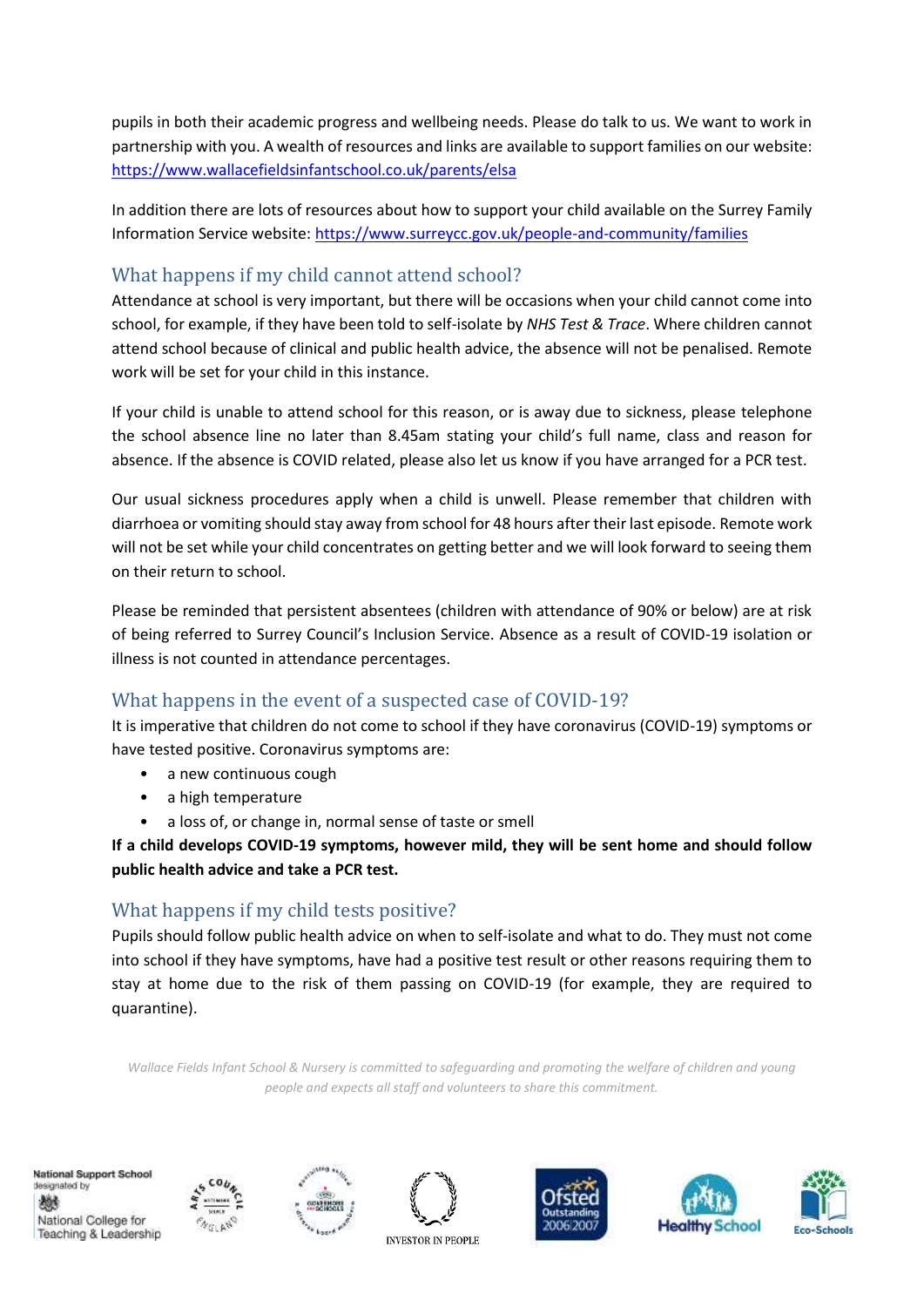pupils in both their academic progress and wellbeing needs. Please do talk to us. We want to work in partnership with you. A wealth of resources and links are available to support families on our website: https://www.wallacefieldsinfantschool.co.uk/parents/elsa

In addition there are lots of resources about how to support your child available on the Surrey Family Information Service website: https://www.surreycc.gov.uk/people-and-community/families

## What happens if my child cannot attend school?

Attendance at school is very important, but there will be occasions when your child cannot come into school, for example, if they have been told to self-isolate by *NHS Test & Trace*. Where children cannot attend school because of clinical and public health advice, the absence will not be penalised. Remote work will be set for your child in this instance.

If your child is unable to attend school for this reason, or is away due to sickness, please telephone the school absence line no later than 8.45am stating your child's full name, class and reason for absence. If the absence is COVID related, please also let us know if you have arranged for a PCR test.

Our usual sickness procedures apply when a child is unwell. Please remember that children with diarrhoea or vomiting should stay away from school for 48 hours after their last episode. Remote work will not be set while your child concentrates on getting better and we will look forward to seeing them on their return to school.

Please be reminded that persistent absentees (children with attendance of 90% or below) are at risk of being referred to Surrey Council's Inclusion Service. Absence as a result of COVID-19 isolation or illness is not counted in attendance percentages.

## What happens in the event of a suspected case of COVID-19?

It is imperative that children do not come to school if they have coronavirus (COVID-19) symptoms or have tested positive. Coronavirus symptoms are:

- a new continuous cough
- a high temperature
- a loss of, or change in, normal sense of taste or smell

**If a child develops COVID-19 symptoms, however mild, they will be sent home and should follow public health advice and take a PCR test.**

## What happens if my child tests positive?

Pupils should follow public health advice on when to self-isolate and what to do. They must not come into school if they have symptoms, have had a positive test result or other reasons requiring them to stay at home due to the risk of them passing on COVID-19 (for example, they are required to quarantine).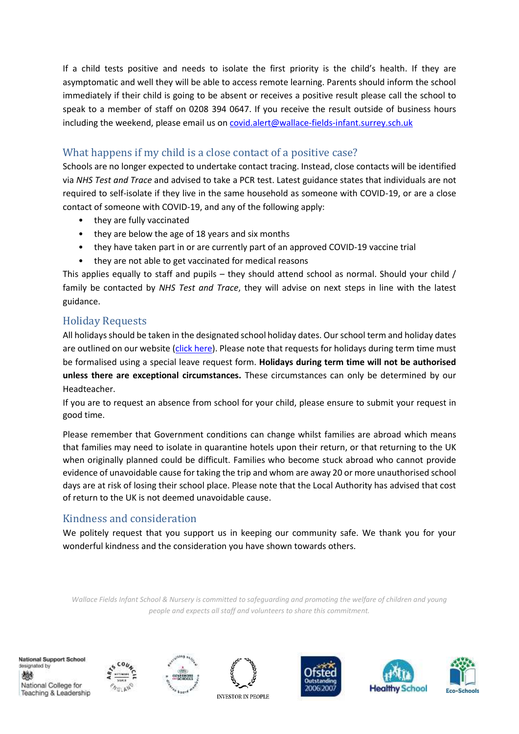If a child tests positive and needs to isolate the first priority is the child's health. If they are asymptomatic and well they will be able to access remote learning. Parents should inform the school immediately if their child is going to be absent or receives a positive result please call the school to speak to a member of staff on 0208 394 0647. If you receive the result outside of business hours including the weekend, please email us on [covid.alert@wallace-fields-infant.surrey.sch.uk](mailto:covid.alert@wallace-fields-infant.surrey.sch.uk)

## What happens if my child is a close contact of a positive case?

Schools are no longer expected to undertake contact tracing. Instead, close contacts will be identified via *NHS Test and Trace* and advised to take a PCR test. Latest guidance states that individuals are not required to self-isolate if they live in the same household as someone with COVID-19, or are a close contact of someone with COVID-19, and any of the following apply:

- they are fully vaccinated
- they are below the age of 18 years and six months
- they have taken part in or are currently part of an approved COVID-19 vaccine trial
- they are not able to get vaccinated for medical reasons

This applies equally to staff and pupils – they should attend school as normal. Should your child / family be contacted by *NHS Test and Trace*, they will advise on next steps in line with the latest guidance.

## Holiday Requests

All holidays should be taken in the designated school holiday dates. Our school term and holiday dates are outlined on our website (click here). Please note that requests for holidays during term time must be formalised using a special leave request form. **Holidays during term time will not be authorised unless there are exceptional circumstances.** These circumstances can only be determined by our Headteacher.

If you are to request an absence from school for your child, please ensure to submit your request in good time.

Please remember that Government conditions can change whilst families are abroad which means that families may need to isolate in quarantine hotels upon their return, or that returning to the UK when originally planned could be difficult. Families who become stuck abroad who cannot provide evidence of unavoidable cause for taking the trip and whom are away 20 or more unauthorised school days are at risk of losing their school place. Please note that the Local Authority has advised that cost of return to the UK is not deemed unavoidable cause.

## Kindness and consideration

We politely request that you support us in keeping our community safe. We thank you for your wonderful kindness and the consideration you have shown towards others.

*Wallace Fields Infant School & Nursery is committed to safeguarding and promoting the welfare of children and young people and expects all staff and volunteers to share this commitment.*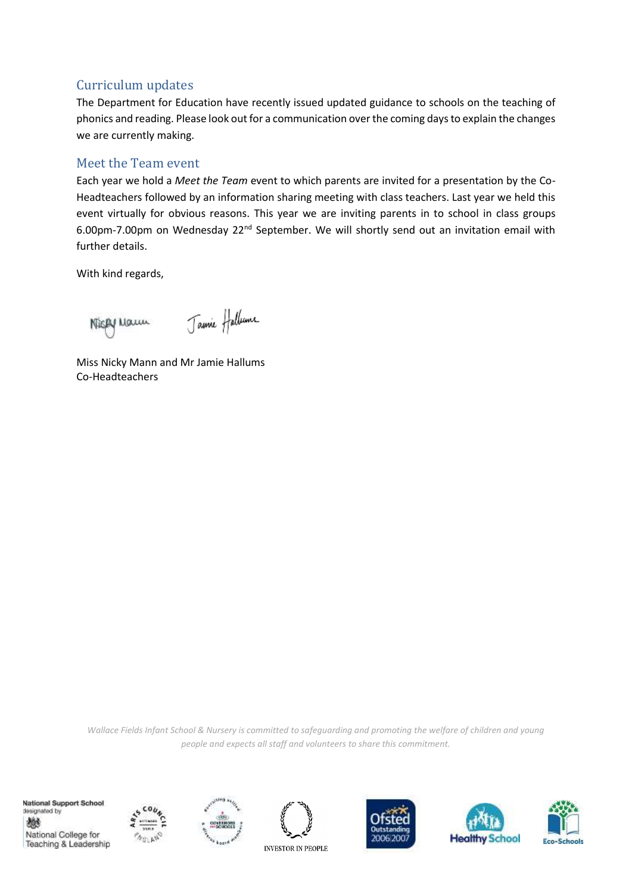## Curriculum updates

The Department for Education have recently issued updated guidance to schools on the teaching of phonics and reading. Please look out for a communication over the coming days to explain the changes we are currently making.

## Meet the Team event

Each year we hold a *Meet the Team* event to which parents are invited for a presentation by the Co-Headteachers followed by an information sharing meeting with class teachers. Last year we held this event virtually for obvious reasons. This year we are inviting parents in to school in class groups 6.00pm-7.00pm on Wednesday 22nd September. We will shortly send out an invitation email with further details.

With kind regards,

Miss Nicky Mann and Mr Jamie Hallums
Co-Headteachers

*Wallace Fields Infant School & Nursery is committed to safeguarding and promoting the welfare of children and young people and expects all staff and volunteers to share this commitment.*